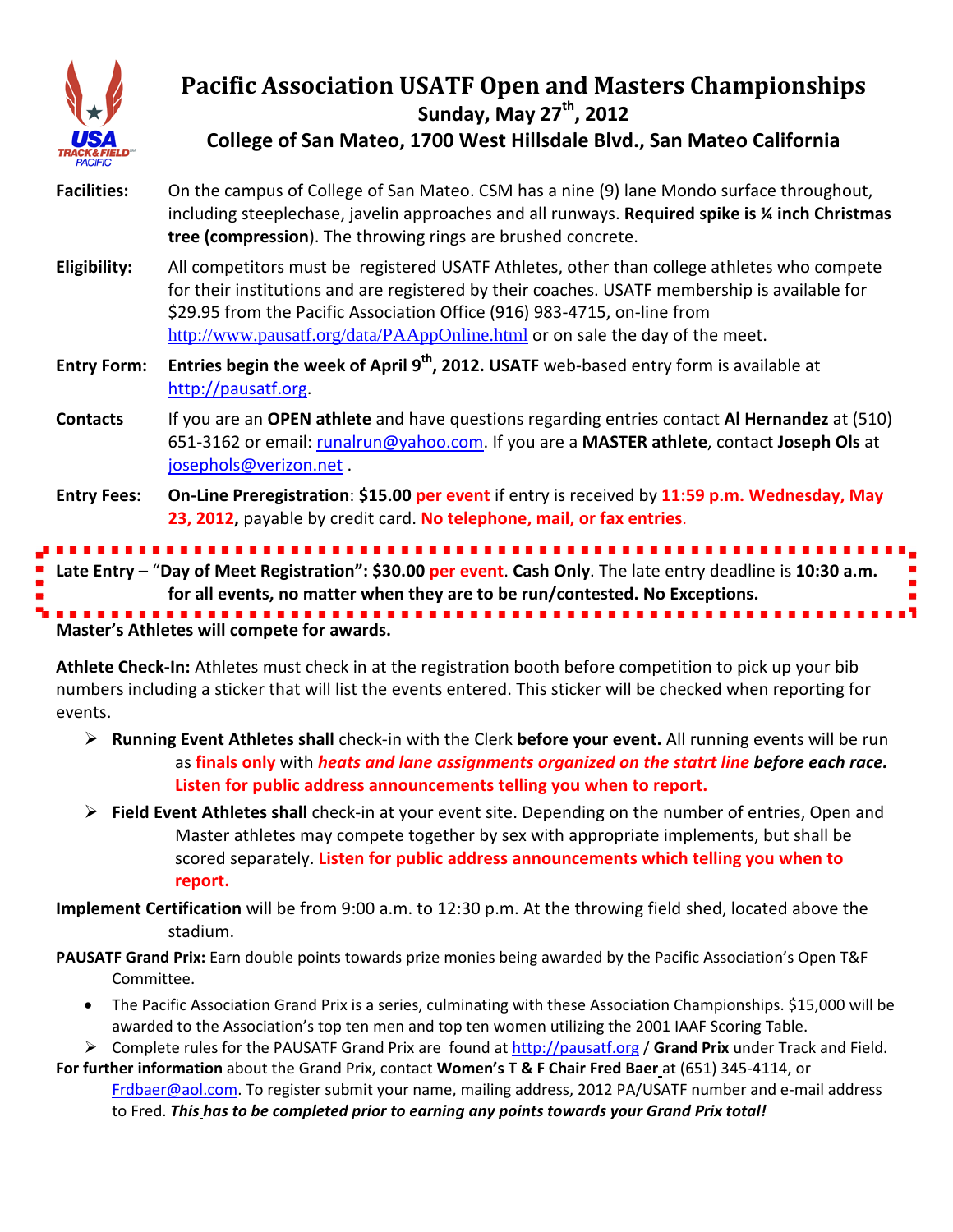# Pacific Association USATF Open and Masters Championships

## Sunday, May 27th, 2012

## College of San Mateo, 1700 West Hillsdale Blvd., San Mateo California

**Facilities:** On the campus of College of San Mateo. CSM has a nine (9) lane Mondo surface throughout, including steeplechase, javelin approaches and all runways. **Required spike is ¼ inch Christmas tree (compression)**. The throwing rings are brushed concrete.

**Eligibility:** All competitors must be registered USATF Athletes, other than college athletes who compete for their institutions and are registered by their coaches. USATF membership is available for $29.95 from the Pacific Association Office (916) 983-4715, on-line from http://www.pausatf.org/data/PAAppOnline.html or on sale the day of the meet.

**Entry Form:** **Entries begin the week of April 9th, 2012. USATF** web-based entry form is available at http://pausatf.org.

**Contacts** If you are an **OPEN athlete** and have questions regarding entries contact **Al Hernandez** at (510) 651-3162 or email: runalrun@yahoo.com. If you are a **MASTER athlete**, contact **Joseph Ols** at josephols@verizon.net .

**Entry Fees:** **On-Line Preregistration**: **$15.00 per event** if entry is received by **11:59 p.m. Wednesday, May 23, 2012,** payable by credit card. **No telephone, mail, or fax entries**.

**Late Entry** – "**Day of Meet Registration": $30.00 per event**. **Cash Only**. The late entry deadline is **10:30 a.m. for all events, no matter when they are to be run/contested. No Exceptions.**

**Master's Athletes will compete for awards.**

**Athlete Check-In:** Athletes must check in at the registration booth before competition to pick up your bib numbers including a sticker that will list the events entered. This sticker will be checked when reporting for events.

- **Running Event Athletes shall** check-in with the Clerk **before your event.** All running events will be run as **finals only** with ***heats and lane assignments organized on the statrt line before each race.*** **Listen for public address announcements telling you when to report.**
- **Field Event Athletes shall** check-in at your event site. Depending on the number of entries, Open and Master athletes may compete together by sex with appropriate implements, but shall be scored separately. **Listen for public address announcements which telling you when to report.**

**Implement Certification** will be from 9:00 a.m. to 12:30 p.m. At the throwing field shed, located above the stadium.

**PAUSATF Grand Prix:** Earn double points towards prize monies being awarded by the Pacific Association's Open T&F Committee.

- The Pacific Association Grand Prix is a series, culminating with these Association Championships. $15,000 will be awarded to the Association's top ten men and top ten women utilizing the 2001 IAAF Scoring Table.
- Complete rules for the PAUSATF Grand Prix are found at http://pausatf.org / **Grand Prix** under Track and Field.

**For further information** about the Grand Prix, contact **Women's T & F Chair Fred Baer** at (651) 345-4114, or Frdbaer@aol.com. To register submit your name, mailing address, 2012 PA/USATF number and e-mail address to Fred. ***This has to be completed prior to earning any points towards your Grand Prix total!***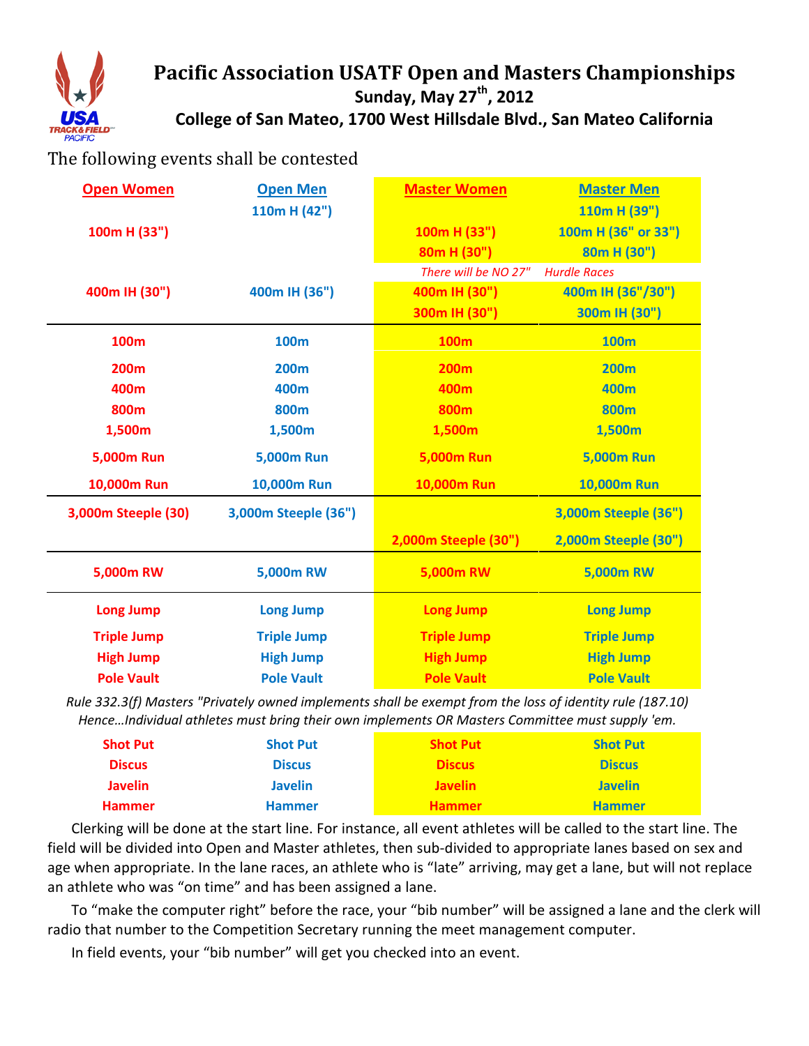# Pacific Association USATF Open and Masters Championships

**Sunday, May 27th, 2012**

**College of San Mateo, 1700 West Hillsdale Blvd., San Mateo California**

The following events shall be contested

| Open Women | Open Men | Master Women | Master Men |
|---|---|---|---|
| | 110m H (42") | | 110m H (39") |
| 100m H (33") | | 100m H (33") | 100m H (36" or 33") |
| | | 80m H (30") | 80m H (30") |
| | | *There will be NO 27"* | *Hurdle Races* |
| 400m IH (30") | 400m IH (36") | 400m IH (30") | 400m IH (36"/30") |
| | | 300m IH (30") | 300m IH (30") |
| 100m | 100m | 100m | 100m |
| 200m | 200m | 200m | 200m |
| 400m | 400m | 400m | 400m |
| 800m | 800m | 800m | 800m |
| 1,500m | 1,500m | 1,500m | 1,500m |
| 5,000m Run | 5,000m Run | 5,000m Run | 5,000m Run |
| 10,000m Run | 10,000m Run | 10,000m Run | 10,000m Run |
| 3,000m Steeple (30) | 3,000m Steeple (36") | | 3,000m Steeple (36") |
| | | 2,000m Steeple (30") | 2,000m Steeple (30") |
| 5,000m RW | 5,000m RW | 5,000m RW | 5,000m RW |
| Long Jump | Long Jump | Long Jump | Long Jump |
| Triple Jump | Triple Jump | Triple Jump | Triple Jump |
| High Jump | High Jump | High Jump | High Jump |
| Pole Vault | Pole Vault | Pole Vault | Pole Vault |

*Rule 332.3(f) Masters "Privately owned implements shall be exempt from the loss of identity rule (187.10) Hence…Individual athletes must bring their own implements OR Masters Committee must supply 'em.*

| Open Women | Open Men | Master Women | Master Men |
|---|---|---|---|
| Shot Put | Shot Put | Shot Put | Shot Put |
| Discus | Discus | Discus | Discus |
| Javelin | Javelin | Javelin | Javelin |
| Hammer | Hammer | Hammer | Hammer |

Clerking will be done at the start line. For instance, all event athletes will be called to the start line. The field will be divided into Open and Master athletes, then sub-divided to appropriate lanes based on sex and age when appropriate. In the lane races, an athlete who is "late" arriving, may get a lane, but will not replace an athlete who was "on time" and has been assigned a lane.

To "make the computer right" before the race, your "bib number" will be assigned a lane and the clerk will radio that number to the Competition Secretary running the meet management computer.

In field events, your "bib number" will get you checked into an event.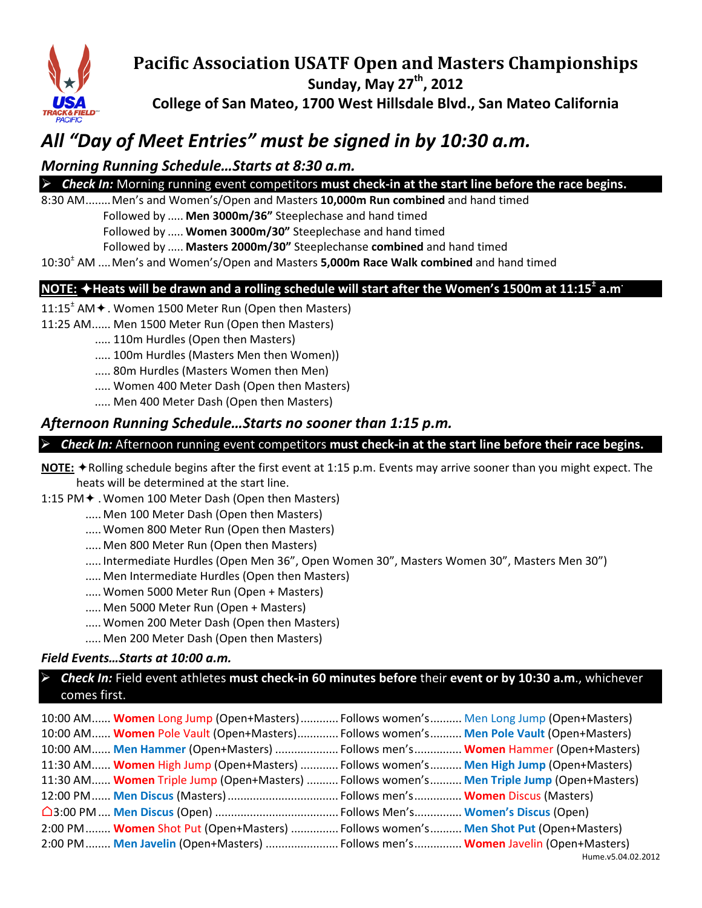# Pacific Association USATF Open and Masters Championships

**Sunday, May 27th, 2012**

**College of San Mateo, 1700 West Hillsdale Blvd., San Mateo California**

## *All "Day of Meet Entries" must be signed in by 10:30 a.m.*

### *Morning Running Schedule…Starts at 8:30 a.m.*

➢ ***Check In:*** Morning running event competitors **must check-in at the start line before the race begins.**

8:30 AM........Men's and Women's/Open and Masters **10,000m Run combined** and hand timed
Followed by ..... **Men 3000m/36"** Steeplechase and hand timed
Followed by ..... **Women 3000m/30"** Steeplechase and hand timed
Followed by ..... **Masters 2000m/30"** Steeplechanse **combined** and hand timed
10:30± AM ....Men's and Women's/Open and Masters **5,000m Race Walk combined** and hand timed

**NOTE: ✦Heats will be drawn and a rolling schedule will start after the Women's 1500m at 11:15± a.m.**

11:15± AM✦. Women 1500 Meter Run (Open then Masters)
11:25 AM...... Men 1500 Meter Run (Open then Masters)
..... 110m Hurdles (Open then Masters)
..... 100m Hurdles (Masters Men then Women))
..... 80m Hurdles (Masters Women then Men)
..... Women 400 Meter Dash (Open then Masters)
..... Men 400 Meter Dash (Open then Masters)

### *Afternoon Running Schedule…Starts no sooner than 1:15 p.m.*

➢ ***Check In:*** Afternoon running event competitors **must check-in at the start line before their race begins.**

**NOTE:** ✦Rolling schedule begins after the first event at 1:15 p.m. Events may arrive sooner than you might expect. The heats will be determined at the start line.

1:15 PM✦ . Women 100 Meter Dash (Open then Masters)
..... Men 100 Meter Dash (Open then Masters)
..... Women 800 Meter Run (Open then Masters)
..... Men 800 Meter Run (Open then Masters)
..... Intermediate Hurdles (Open Men 36", Open Women 30", Masters Women 30", Masters Men 30")
..... Men Intermediate Hurdles (Open then Masters)
..... Women 5000 Meter Run (Open + Masters)
..... Men 5000 Meter Run (Open + Masters)
..... Women 200 Meter Dash (Open then Masters)
..... Men 200 Meter Dash (Open then Masters)

#### *Field Events…Starts at 10:00 a.m.*

➢ ***Check In:*** Field event athletes **must check-in 60 minutes before** their **event or by 10:30 a.m.**, whichever comes first.

10:00 AM...... **Women** Long Jump (Open+Masters)............ Follows women's.......... Men Long Jump (Open+Masters)
10:00 AM...... **Women** Pole Vault (Open+Masters)............ Follows women's.......... **Men Pole Vault** (Open+Masters)
10:00 AM...... **Men Hammer** (Open+Masters) .................... Follows men's.............. **Women** Hammer (Open+Masters)
11:30 AM...... **Women** High Jump (Open+Masters) ............ Follows women's.......... **Men High Jump** (Open+Masters)
11:30 AM...... **Women** Triple Jump (Open+Masters) .......... Follows women's.......... **Men Triple Jump** (Open+Masters)
12:00 PM...... **Men Discus** (Masters) .................................. Follows men's.............. **Women** Discus (Masters)
⌂3:00 PM .... **Men Discus** (Open) ...................................... Follows Men's.............. **Women's Discus** (Open)
2:00 PM........ **Women** Shot Put (Open+Masters) ............... Follows women's.......... **Men Shot Put** (Open+Masters)
2:00 PM........ **Men Javelin** (Open+Masters) ....................... Follows men's.............. **Women** Javelin (Open+Masters)

Hume.v5.04.02.2012